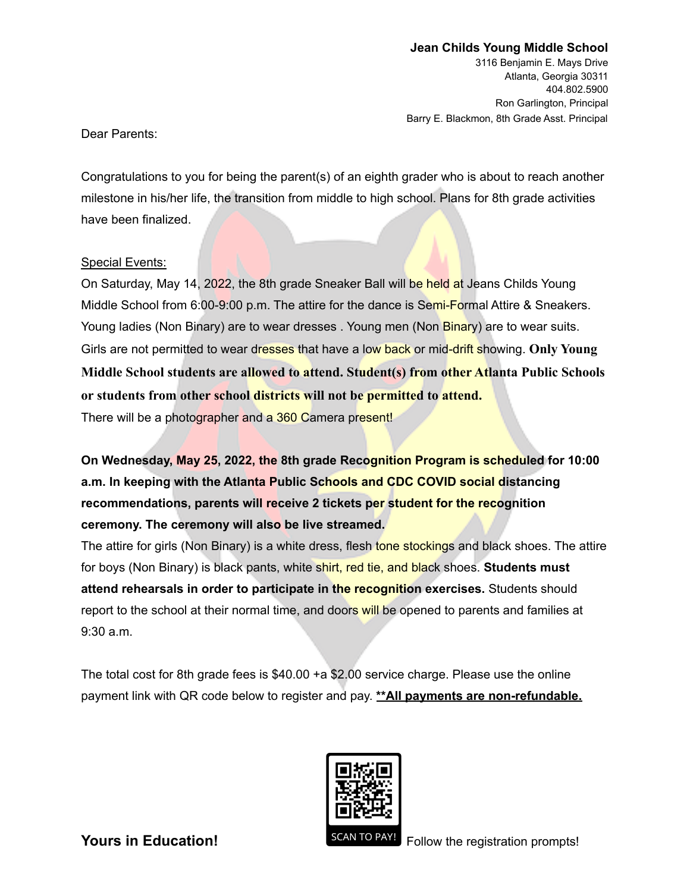**Jean Childs Young Middle School**
3116 Benjamin E. Mays Drive
Atlanta, Georgia 30311
404.802.5900
Ron Garlington, Principal
Barry E. Blackmon, 8th Grade Asst. Principal

Dear Parents:

Congratulations to you for being the parent(s) of an eighth grader who is about to reach another milestone in his/her life, the transition from middle to high school. Plans for 8th grade activities have been finalized.

Special Events:

On Saturday, May 14, 2022, the 8th grade Sneaker Ball will be held at Jeans Childs Young Middle School from 6:00-9:00 p.m. The attire for the dance is Semi-Formal Attire & Sneakers. Young ladies (Non Binary) are to wear dresses . Young men (Non Binary) are to wear suits. Girls are not permitted to wear dresses that have a low back or mid-drift showing. **Only Young Middle School students are allowed to attend. Student(s) from other Atlanta Public Schools or students from other school districts will not be permitted to attend.**
There will be a photographer and a 360 Camera present!

**On Wednesday, May 25, 2022, the 8th grade Recognition Program is scheduled for 10:00 a.m. In keeping with the Atlanta Public Schools and CDC COVID social distancing recommendations, parents will receive 2 tickets per student for the recognition ceremony. The ceremony will also be live streamed.**
The attire for girls (Non Binary) is a white dress, flesh tone stockings and black shoes. The attire for boys (Non Binary) is black pants, white shirt, red tie, and black shoes. **Students must attend rehearsals in order to participate in the recognition exercises.** Students should report to the school at their normal time, and doors will be opened to parents and families at 9:30 a.m.

The total cost for 8th grade fees is $40.00 +a $2.00 service charge. Please use the online payment link with QR code below to register and pay. **<u>**All payments are non-refundable.</u>**

**Yours in Education!**

SCAN TO PAY! Follow the registration prompts!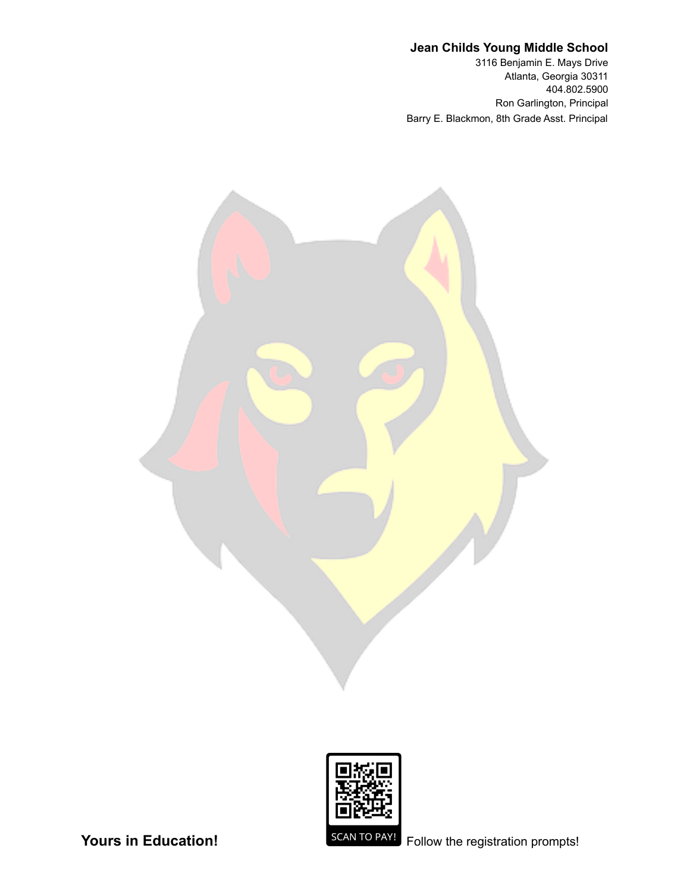**Jean Childs Young Middle School**
3116 Benjamin E. Mays Drive
Atlanta, Georgia 30311
404.802.5900
Ron Garlington, Principal
Barry E. Blackmon, 8th Grade Asst. Principal

**Yours in Education!**

SCAN TO PAY! Follow the registration prompts!